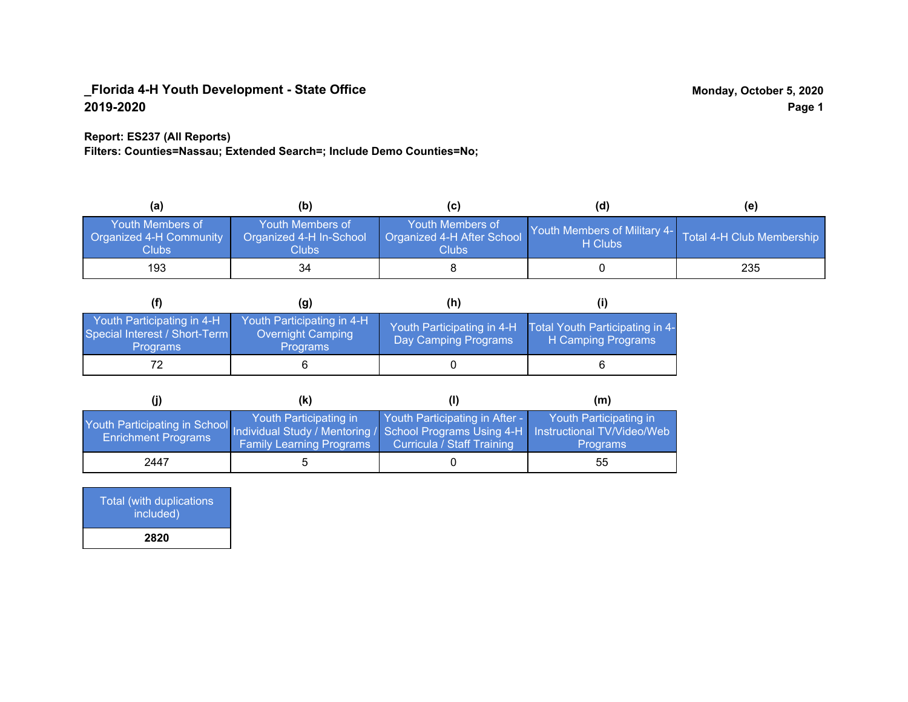**_Florida 4-H Youth Development - State Office**
**2019-2020**

**Monday, October 5, 2020**

**Report: ES237 (All Reports)**
**Filters: Counties=Nassau; Extended Search=; Include Demo Counties=No;**

| (a) | (b) | (c) | (d) | (e) |
|---|---|---|---|---|
| Youth Members of Organized 4-H Community Clubs | Youth Members of Organized 4-H In-School Clubs | Youth Members of Organized 4-H After School Clubs | Youth Members of Military 4-H Clubs | Total 4-H Club Membership |
| 193 | 34 | 8 | 0 | 235 |

| (f) | (g) | (h) | (i) |
|---|---|---|---|
| Youth Participating in 4-H Special Interest / Short-Term Programs | Youth Participating in 4-H Overnight Camping Programs | Youth Participating in 4-H Day Camping Programs | Total Youth Participating in 4-H Camping Programs |
| 72 | 6 | 0 | 6 |

| (j) | (k) | (l) | (m) |
|---|---|---|---|
| Youth Participating in School Enrichment Programs | Youth Participating in Individual Study / Mentoring / Family Learning Programs | Youth Participating in After - School Programs Using 4-H Curricula / Staff Training | Youth Participating in Instructional TV/Video/Web Programs |
| 2447 | 5 | 0 | 55 |

| Total (with duplications included) |
|---|
| **2820** |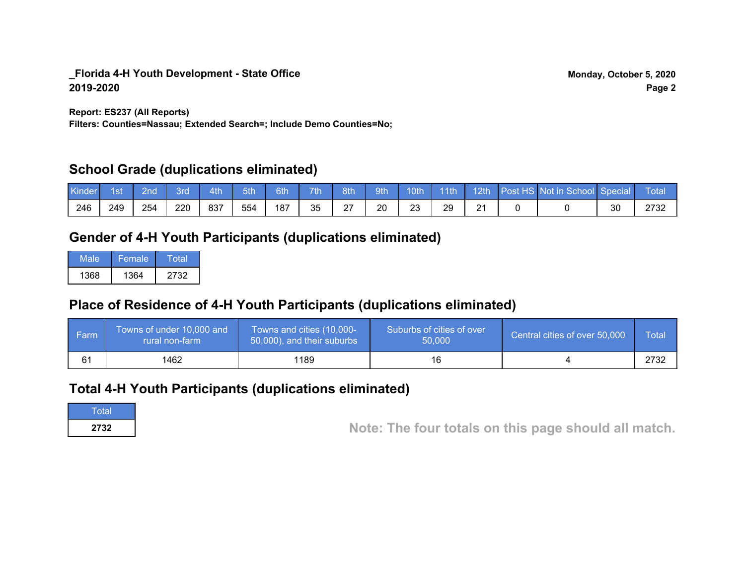**_Florida 4-H Youth Development - State Office**
**2019-2020**

**Monday, October 5, 2020**

**Report: ES237 (All Reports)**
**Filters: Counties=Nassau; Extended Search=; Include Demo Counties=No;**

## School Grade (duplications eliminated)

| Kinder | 1st | 2nd | 3rd | 4th | 5th | 6th | 7th | 8th | 9th | 10th | 11th | 12th | Post HS | Not in School | Special | Total |
|---|---|---|---|---|---|---|---|---|---|---|---|---|---|---|---|---|
| 246 | 249 | 254 | 220 | 837 | 554 | 187 | 35 | 27 | 20 | 23 | 29 | 21 | 0 | 0 | 30 | 2732 |

## Gender of 4-H Youth Participants (duplications eliminated)

| Male | Female | Total |
|---|---|---|
| 1368 | 1364 | 2732 |

## Place of Residence of 4-H Youth Participants (duplications eliminated)

| Farm | Towns of under 10,000 and rural non-farm | Towns and cities (10,000-50,000), and their suburbs | Suburbs of cities of over 50,000 | Central cities of over 50,000 | Total |
|---|---|---|---|---|---|
| 61 | 1462 | 1189 | 16 | 4 | 2732 |

## Total 4-H Youth Participants (duplications eliminated)

| Total |
|---|
| **2732** |

**Note: The four totals on this page should all match.**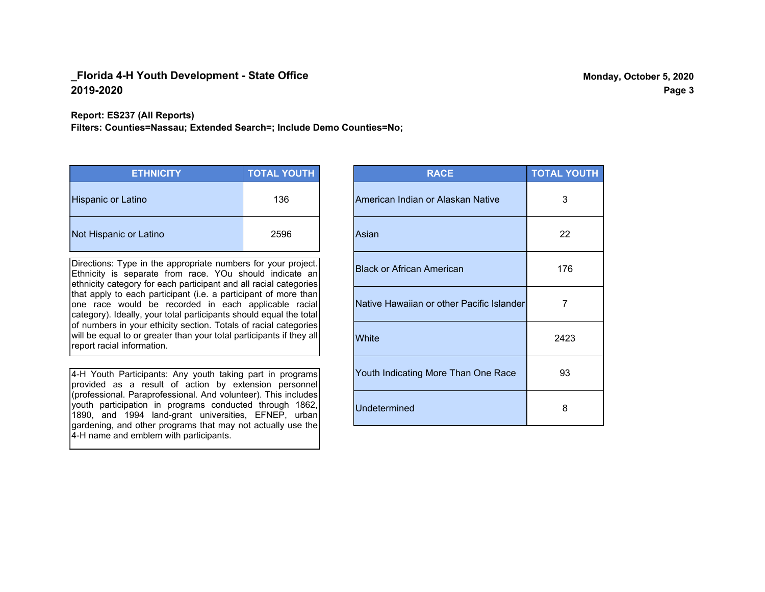## _Florida 4-H Youth Development - State Office
## 2019-2020

Monday, October 5, 2020

**Report: ES237 (All Reports)**
**Filters: Counties=Nassau; Extended Search=; Include Demo Counties=No;**

| ETHNICITY | TOTAL YOUTH |
| --- | --- |
| Hispanic or Latino | 136 |
| Not Hispanic or Latino | 2596 |

Directions: Type in the appropriate numbers for your project. Ethnicity is separate from race. YOu should indicate an ethnicity category for each participant and all racial categories that apply to each participant (i.e. a participant of more than one race would be recorded in each applicable racial category). Ideally, your total participants should equal the total of numbers in your ethicity section. Totals of racial categories will be equal to or greater than your total participants if they all report racial information.

4-H Youth Participants: Any youth taking part in programs provided as a result of action by extension personnel (professional. Paraprofessional. And volunteer). This includes youth participation in programs conducted through 1862, 1890, and 1994 land-grant universities, EFNEP, urban gardening, and other programs that may not actually use the 4-H name and emblem with participants.

| RACE | TOTAL YOUTH |
| --- | --- |
| American Indian or Alaskan Native | 3 |
| Asian | 22 |
| Black or African American | 176 |
| Native Hawaiian or other Pacific Islander | 7 |
| White | 2423 |
| Youth Indicating More Than One Race | 93 |
| Undetermined | 8 |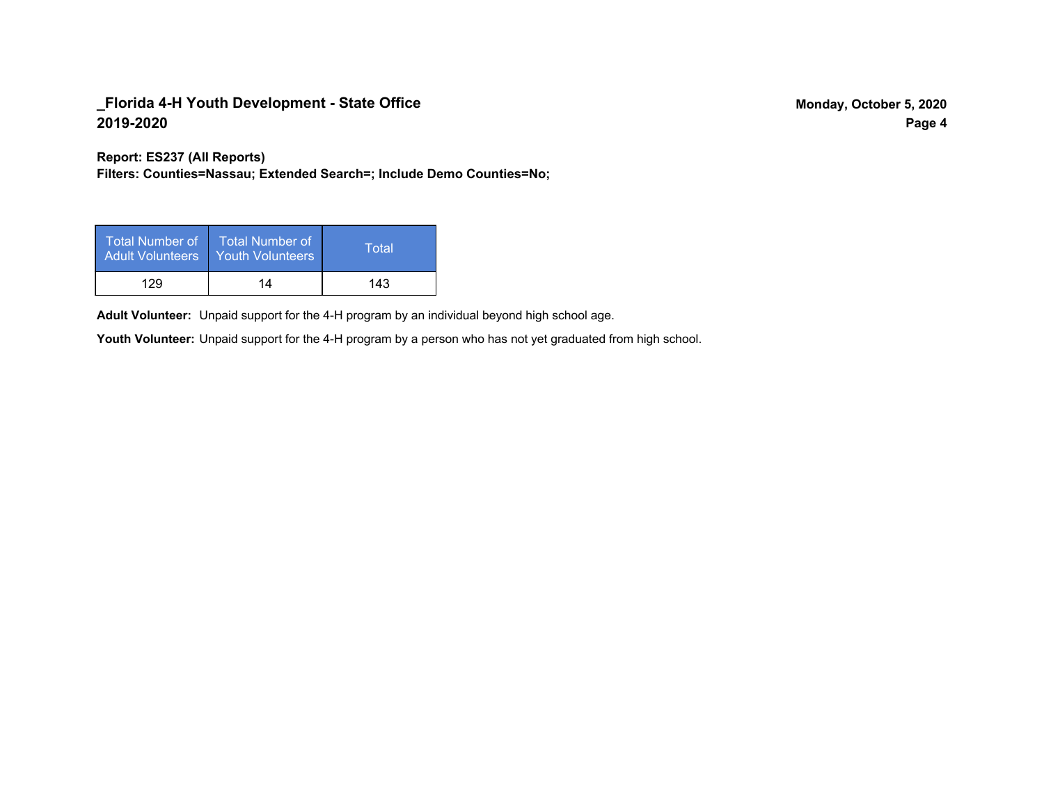**_Florida 4-H Youth Development - State Office**
**2019-2020**

**Monday, October 5, 2020**

**Report: ES237 (All Reports)**
**Filters: Counties=Nassau; Extended Search=; Include Demo Counties=No;**

| Total Number of Adult Volunteers | Total Number of Youth Volunteers | Total |
| --- | --- | --- |
| 129 | 14 | 143 |

**Adult Volunteer:** Unpaid support for the 4-H program by an individual beyond high school age.

**Youth Volunteer:** Unpaid support for the 4-H program by a person who has not yet graduated from high school.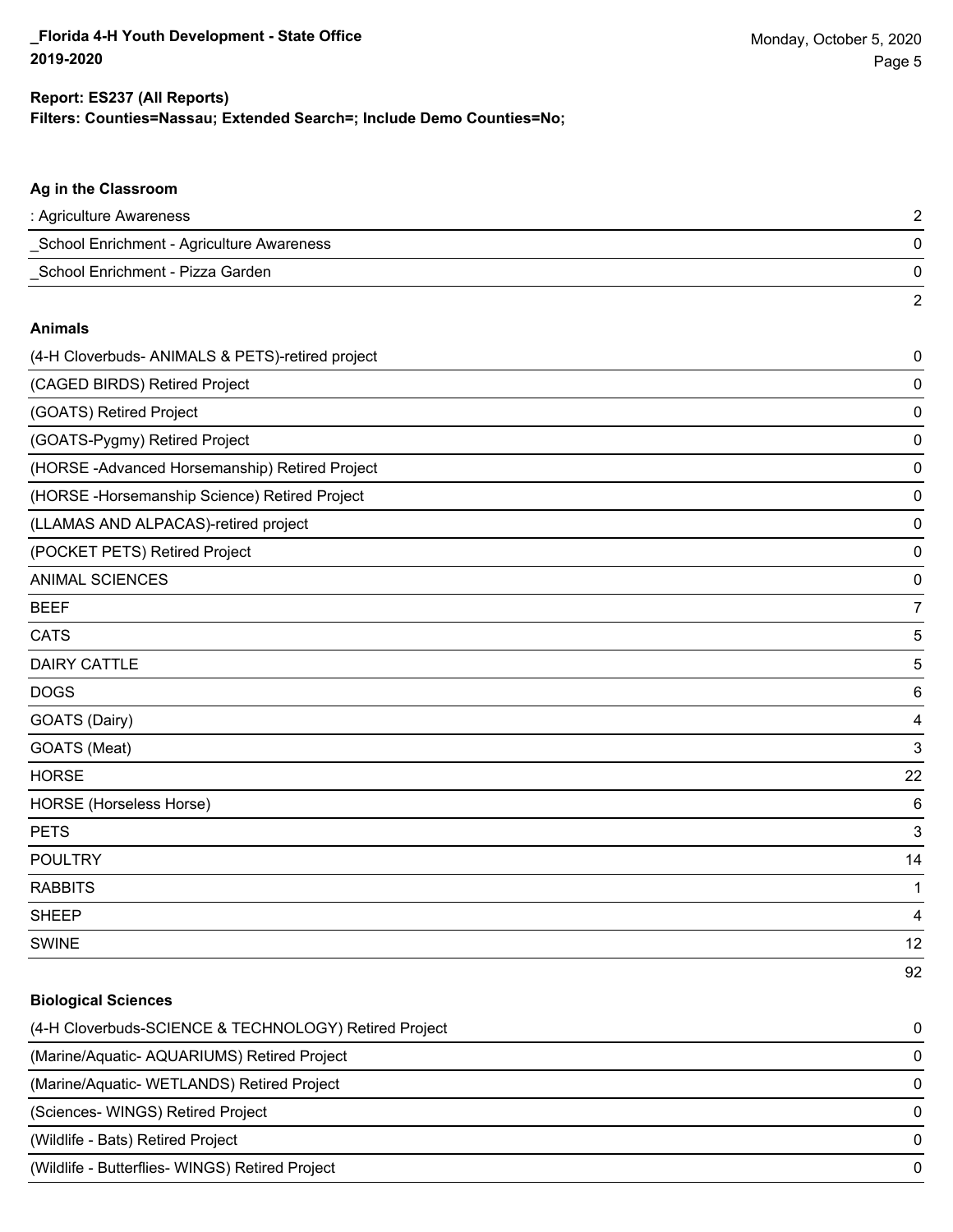**Report: ES237 (All Reports)**
**Filters: Counties=Nassau; Extended Search=; Include Demo Counties=No;**

### Ag in the Classroom

| | |
|---|---|
| : Agriculture Awareness | 2 |
| _School Enrichment - Agriculture Awareness | 0 |
| _School Enrichment - Pizza Garden | 0 |
| | 2 |

### Animals

| | |
|---|---|
| (4-H Cloverbuds- ANIMALS & PETS)-retired project | 0 |
| (CAGED BIRDS) Retired Project | 0 |
| (GOATS) Retired Project | 0 |
| (GOATS-Pygmy) Retired Project | 0 |
| (HORSE -Advanced Horsemanship) Retired Project | 0 |
| (HORSE -Horsemanship Science) Retired Project | 0 |
| (LLAMAS AND ALPACAS)-retired project | 0 |
| (POCKET PETS) Retired Project | 0 |
| ANIMAL SCIENCES | 0 |
| BEEF | 7 |
| CATS | 5 |
| DAIRY CATTLE | 5 |
| DOGS | 6 |
| GOATS (Dairy) | 4 |
| GOATS (Meat) | 3 |
| HORSE | 22 |
| HORSE (Horseless Horse) | 6 |
| PETS | 3 |
| POULTRY | 14 |
| RABBITS | 1 |
| SHEEP | 4 |
| SWINE | 12 |
| | 92 |

### Biological Sciences

| | |
|---|---|
| (4-H Cloverbuds-SCIENCE & TECHNOLOGY) Retired Project | 0 |
| (Marine/Aquatic- AQUARIUMS) Retired Project | 0 |
| (Marine/Aquatic- WETLANDS) Retired Project | 0 |
| (Sciences- WINGS) Retired Project | 0 |
| (Wildlife - Bats) Retired Project | 0 |
| (Wildlife - Butterflies- WINGS) Retired Project | 0 |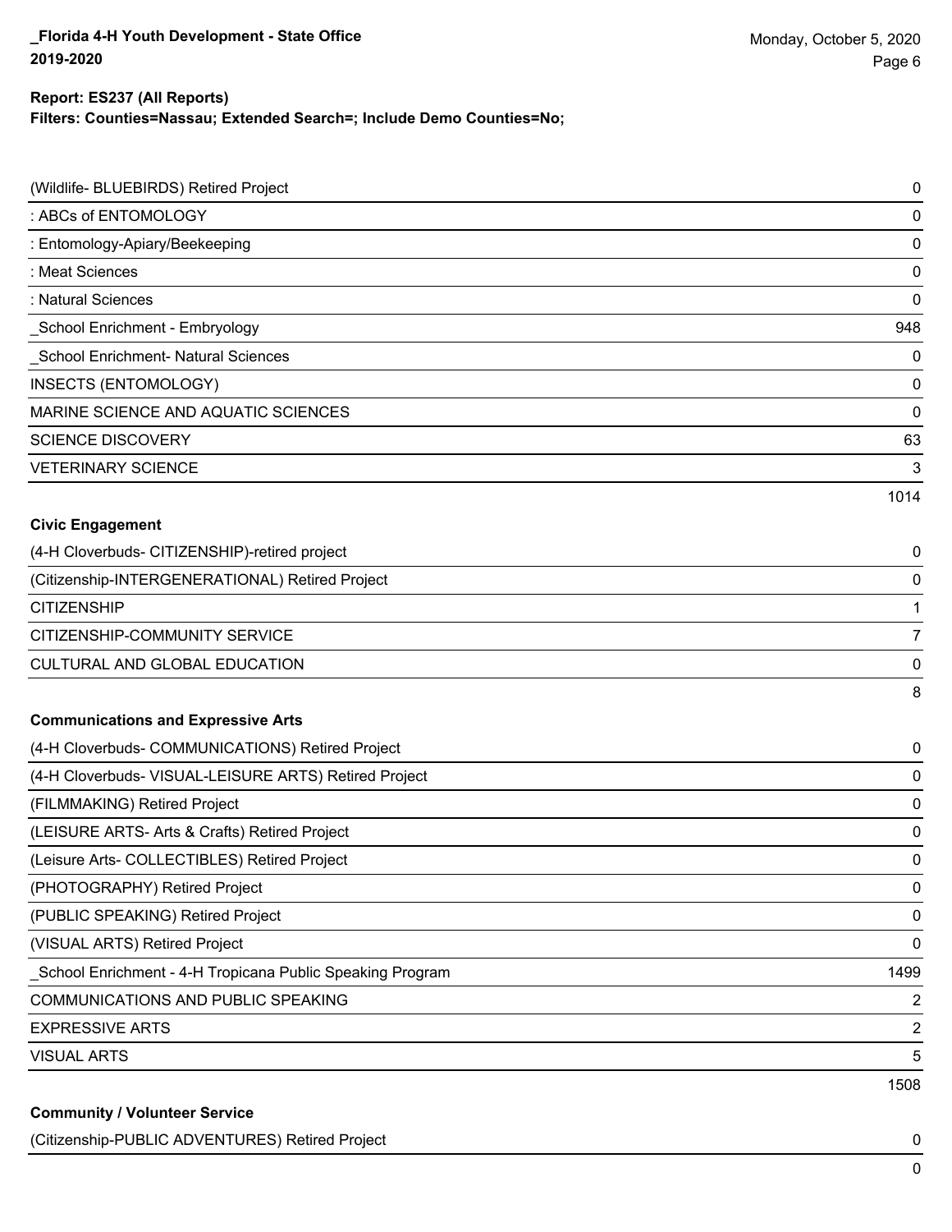| | |
|---|---|
| (Wildlife- BLUEBIRDS) Retired Project | 0 |
| : ABCs of ENTOMOLOGY | 0 |
| : Entomology-Apiary/Beekeeping | 0 |
| : Meat Sciences | 0 |
| : Natural Sciences | 0 |
| _School Enrichment - Embryology | 948 |
| _School Enrichment- Natural Sciences | 0 |
| INSECTS (ENTOMOLOGY) | 0 |
| MARINE SCIENCE AND AQUATIC SCIENCES | 0 |
| SCIENCE DISCOVERY | 63 |
| VETERINARY SCIENCE | 3 |
| | 1014 |

**Civic Engagement**

| | |
|---|---|
| (4-H Cloverbuds- CITIZENSHIP)-retired project | 0 |
| (Citizenship-INTERGENERATIONAL) Retired Project | 0 |
| CITIZENSHIP | 1 |
| CITIZENSHIP-COMMUNITY SERVICE | 7 |
| CULTURAL AND GLOBAL EDUCATION | 0 |
| | 8 |

**Communications and Expressive Arts**

| | |
|---|---|
| (4-H Cloverbuds- COMMUNICATIONS) Retired Project | 0 |
| (4-H Cloverbuds- VISUAL-LEISURE ARTS) Retired Project | 0 |
| (FILMMAKING) Retired Project | 0 |
| (LEISURE ARTS- Arts & Crafts) Retired Project | 0 |
| (Leisure Arts- COLLECTIBLES) Retired Project | 0 |
| (PHOTOGRAPHY) Retired Project | 0 |
| (PUBLIC SPEAKING) Retired Project | 0 |
| (VISUAL ARTS) Retired Project | 0 |
| _School Enrichment - 4-H Tropicana Public Speaking Program | 1499 |
| COMMUNICATIONS AND PUBLIC SPEAKING | 2 |
| EXPRESSIVE ARTS | 2 |
| VISUAL ARTS | 5 |
| | 1508 |

**Community / Volunteer Service**

| | |
|---|---|
| (Citizenship-PUBLIC ADVENTURES) Retired Project | 0 |
| | 0 |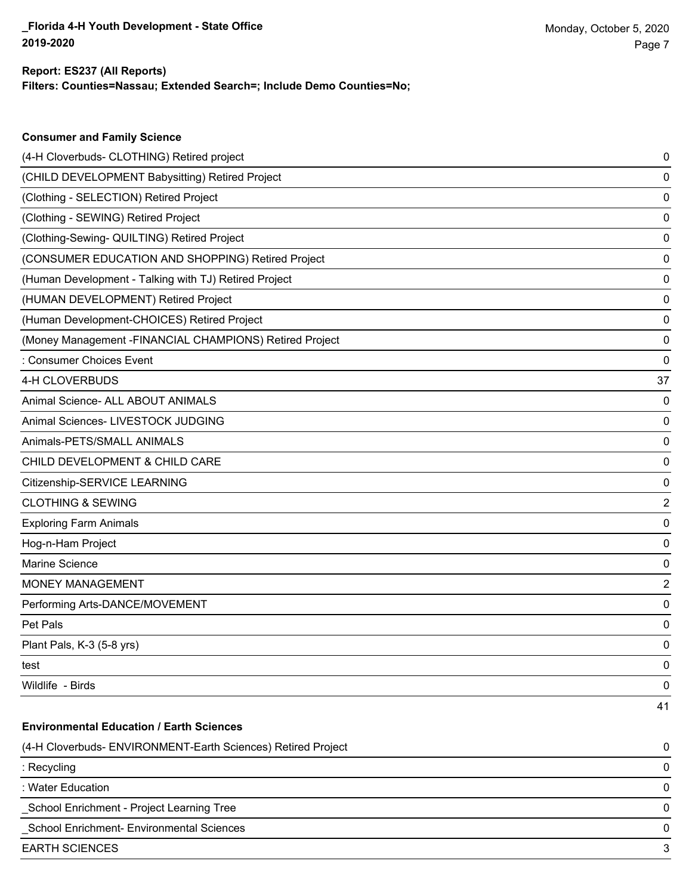**Report: ES237 (All Reports)**
**Filters: Counties=Nassau; Extended Search=; Include Demo Counties=No;**

### Consumer and Family Science

| Project | Count |
|---|---|
| (4-H Cloverbuds- CLOTHING) Retired project | 0 |
| (CHILD DEVELOPMENT Babysitting) Retired Project | 0 |
| (Clothing - SELECTION) Retired Project | 0 |
| (Clothing - SEWING) Retired Project | 0 |
| (Clothing-Sewing- QUILTING) Retired Project | 0 |
| (CONSUMER EDUCATION AND SHOPPING) Retired Project | 0 |
| (Human Development - Talking with TJ) Retired Project | 0 |
| (HUMAN DEVELOPMENT) Retired Project | 0 |
| (Human Development-CHOICES) Retired Project | 0 |
| (Money Management -FINANCIAL CHAMPIONS) Retired Project | 0 |
| : Consumer Choices Event | 0 |
| 4-H CLOVERBUDS | 37 |
| Animal Science- ALL ABOUT ANIMALS | 0 |
| Animal Sciences- LIVESTOCK JUDGING | 0 |
| Animals-PETS/SMALL ANIMALS | 0 |
| CHILD DEVELOPMENT & CHILD CARE | 0 |
| Citizenship-SERVICE LEARNING | 0 |
| CLOTHING & SEWING | 2 |
| Exploring Farm Animals | 0 |
| Hog-n-Ham Project | 0 |
| Marine Science | 0 |
| MONEY MANAGEMENT | 2 |
| Performing Arts-DANCE/MOVEMENT | 0 |
| Pet Pals | 0 |
| Plant Pals, K-3 (5-8 yrs) | 0 |
| test | 0 |
| Wildlife - Birds | 0 |
| | 41 |

### Environmental Education / Earth Sciences

| Project | Count |
|---|---|
| (4-H Cloverbuds- ENVIRONMENT-Earth Sciences) Retired Project | 0 |
| : Recycling | 0 |
| : Water Education | 0 |
| _School Enrichment - Project Learning Tree | 0 |
| _School Enrichment- Environmental Sciences | 0 |
| EARTH SCIENCES | 3 |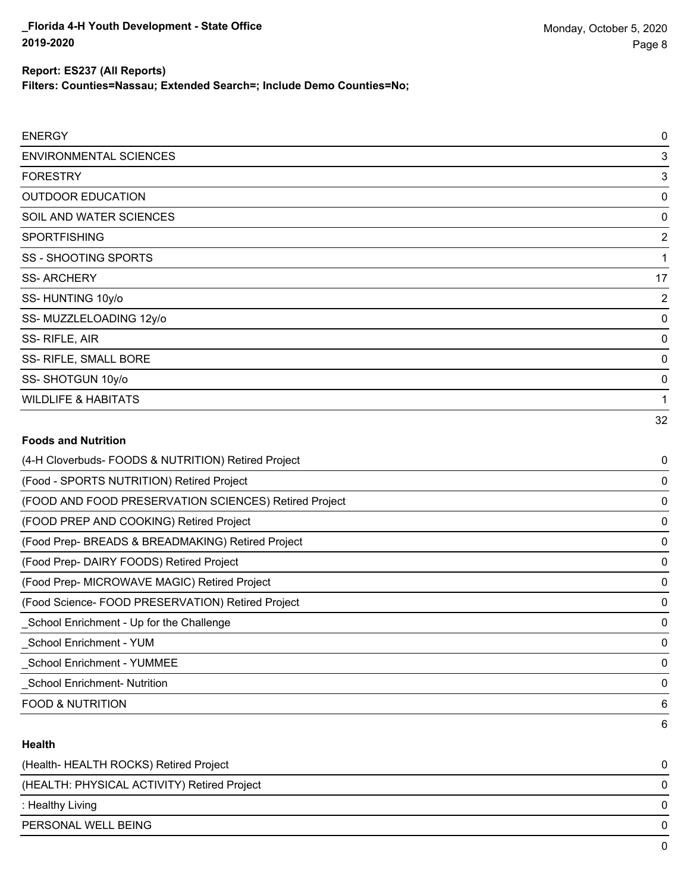**Report: ES237 (All Reports)**

**Filters: Counties=Nassau; Extended Search=; Include Demo Counties=No;**

| | |
|---|---|
| ENERGY | 0 |
| ENVIRONMENTAL SCIENCES | 3 |
| FORESTRY | 3 |
| OUTDOOR EDUCATION | 0 |
| SOIL AND WATER SCIENCES | 0 |
| SPORTFISHING | 2 |
| SS - SHOOTING SPORTS | 1 |
| SS- ARCHERY | 17 |
| SS- HUNTING 10y/o | 2 |
| SS- MUZZLELOADING 12y/o | 0 |
| SS- RIFLE, AIR | 0 |
| SS- RIFLE, SMALL BORE | 0 |
| SS- SHOTGUN 10y/o | 0 |
| WILDLIFE & HABITATS | 1 |
| | 32 |

**Foods and Nutrition**

| | |
|---|---|
| (4-H Cloverbuds- FOODS & NUTRITION) Retired Project | 0 |
| (Food - SPORTS NUTRITION) Retired Project | 0 |
| (FOOD AND FOOD PRESERVATION SCIENCES) Retired Project | 0 |
| (FOOD PREP AND COOKING) Retired Project | 0 |
| (Food Prep- BREADS & BREADMAKING) Retired Project | 0 |
| (Food Prep- DAIRY FOODS) Retired Project | 0 |
| (Food Prep- MICROWAVE MAGIC) Retired Project | 0 |
| (Food Science- FOOD PRESERVATION) Retired Project | 0 |
| _School Enrichment - Up for the Challenge | 0 |
| _School Enrichment - YUM | 0 |
| _School Enrichment - YUMMEE | 0 |
| _School Enrichment- Nutrition | 0 |
| FOOD & NUTRITION | 6 |
| | 6 |

**Health**

| | |
|---|---|
| (Health- HEALTH ROCKS) Retired Project | 0 |
| (HEALTH: PHYSICAL ACTIVITY) Retired Project | 0 |
| : Healthy Living | 0 |
| PERSONAL WELL BEING | 0 |
| | 0 |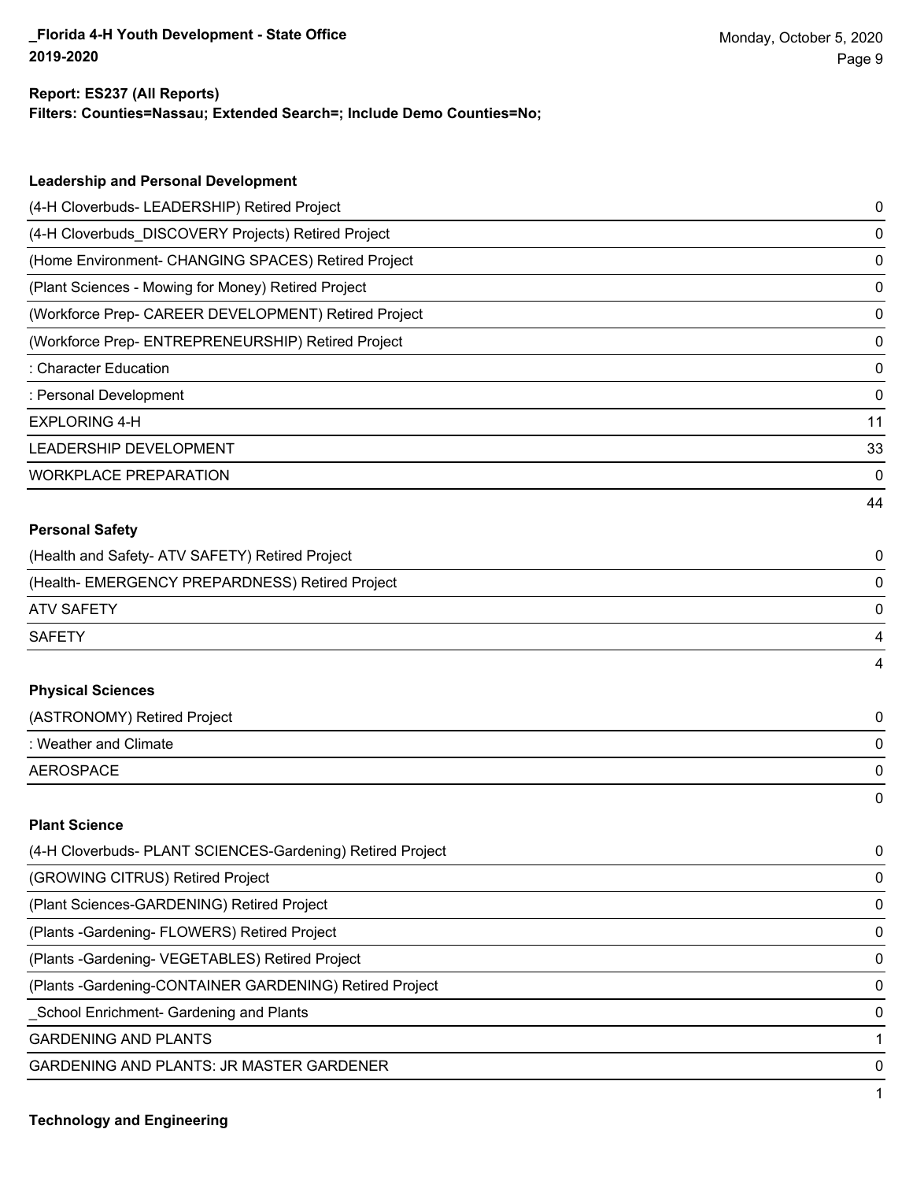**Report: ES237 (All Reports)**
**Filters: Counties=Nassau; Extended Search=; Include Demo Counties=No;**

### Leadership and Personal Development

| | |
|---|---|
| (4-H Cloverbuds- LEADERSHIP) Retired Project | 0 |
| (4-H Cloverbuds_DISCOVERY Projects) Retired Project | 0 |
| (Home Environment- CHANGING SPACES) Retired Project | 0 |
| (Plant Sciences - Mowing for Money) Retired Project | 0 |
| (Workforce Prep- CAREER DEVELOPMENT) Retired Project | 0 |
| (Workforce Prep- ENTREPRENEURSHIP) Retired Project | 0 |
| : Character Education | 0 |
| : Personal Development | 0 |
| EXPLORING 4-H | 11 |
| LEADERSHIP DEVELOPMENT | 33 |
| WORKPLACE PREPARATION | 0 |
| | 44 |

### Personal Safety

| | |
|---|---|
| (Health and Safety- ATV SAFETY) Retired Project | 0 |
| (Health- EMERGENCY PREPARDNESS) Retired Project | 0 |
| ATV SAFETY | 0 |
| SAFETY | 4 |
| | 4 |

### Physical Sciences

| | |
|---|---|
| (ASTRONOMY) Retired Project | 0 |
| : Weather and Climate | 0 |
| AEROSPACE | 0 |
| | 0 |

### Plant Science

| | |
|---|---|
| (4-H Cloverbuds- PLANT SCIENCES-Gardening) Retired Project | 0 |
| (GROWING CITRUS) Retired Project | 0 |
| (Plant Sciences-GARDENING) Retired Project | 0 |
| (Plants -Gardening- FLOWERS) Retired Project | 0 |
| (Plants -Gardening- VEGETABLES) Retired Project | 0 |
| (Plants -Gardening-CONTAINER GARDENING) Retired Project | 0 |
| _School Enrichment- Gardening and Plants | 0 |
| GARDENING AND PLANTS | 1 |
| GARDENING AND PLANTS: JR MASTER GARDENER | 0 |
| | 1 |

### Technology and Engineering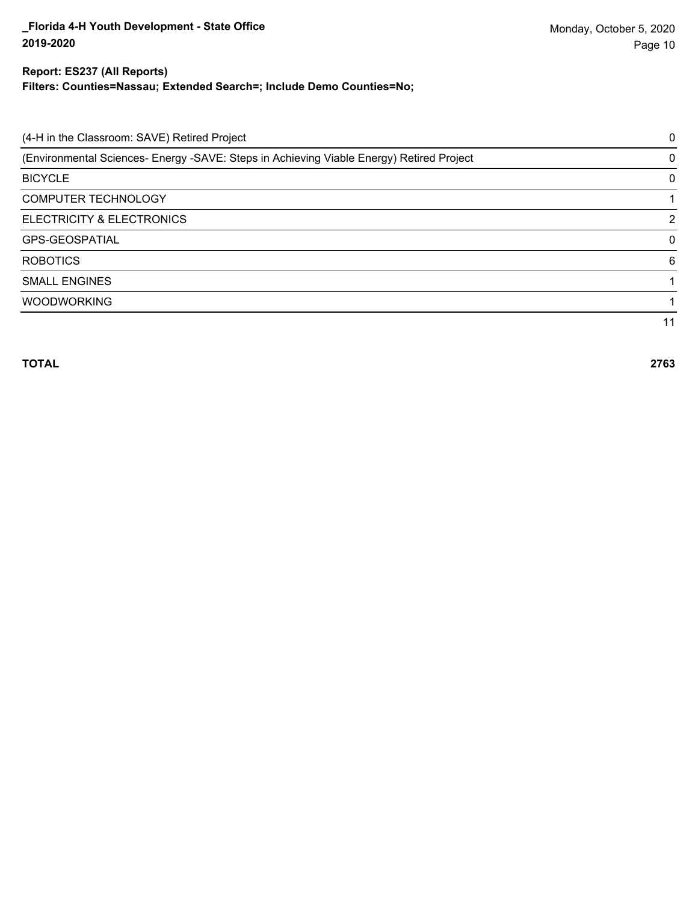**Report: ES237 (All Reports)**
**Filters: Counties=Nassau; Extended Search=; Include Demo Counties=No;**

| | |
|---|---|
| (4-H in the Classroom: SAVE) Retired Project | 0 |
| (Environmental Sciences- Energy -SAVE: Steps in Achieving Viable Energy) Retired Project | 0 |
| BICYCLE | 0 |
| COMPUTER TECHNOLOGY | 1 |
| ELECTRICITY & ELECTRONICS | 2 |
| GPS-GEOSPATIAL | 0 |
| ROBOTICS | 6 |
| SMALL ENGINES | 1 |
| WOODWORKING | 1 |
| | 11 |

**TOTAL** **2763**